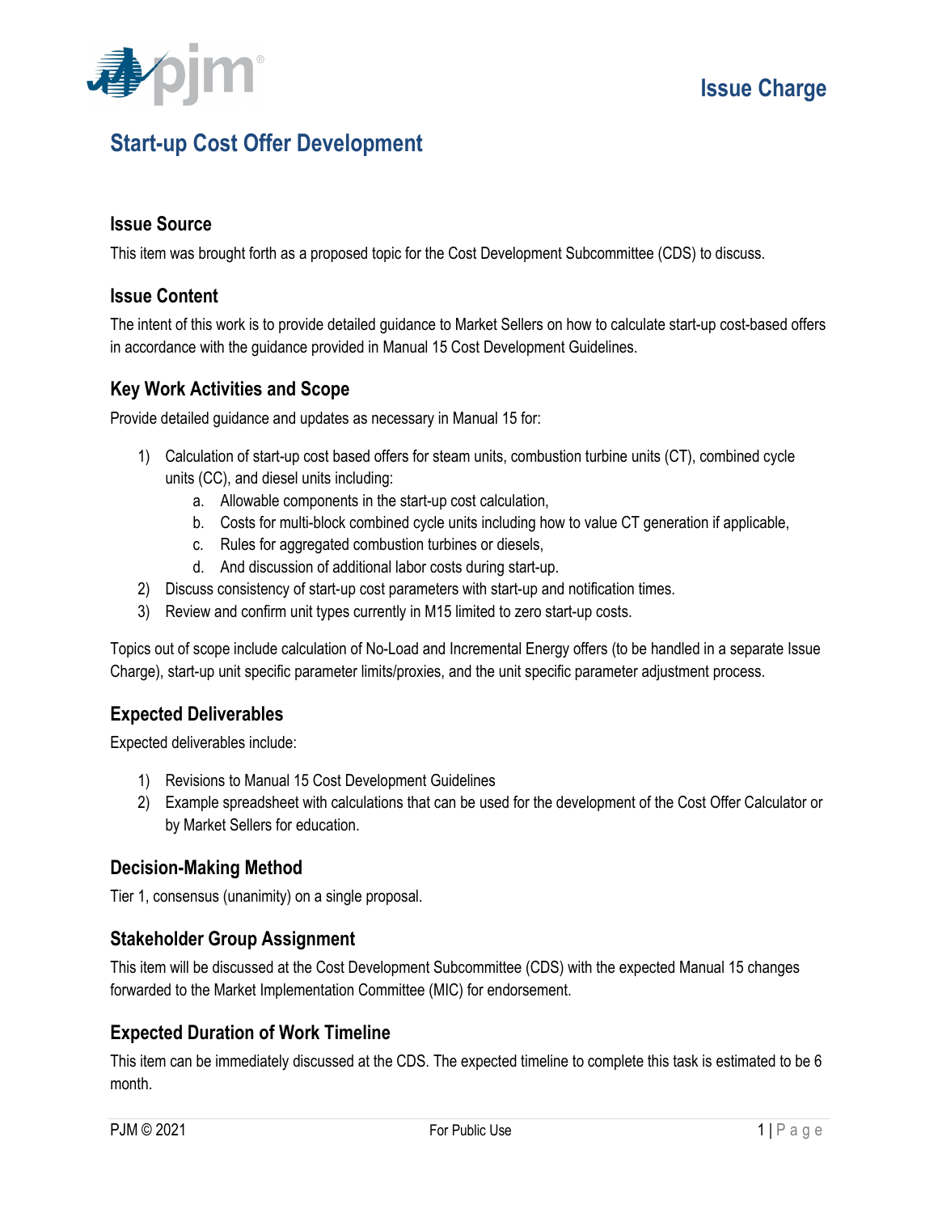# Issue Charge

## Start-up Cost Offer Development

### Issue Source

This item was brought forth as a proposed topic for the Cost Development Subcommittee (CDS) to discuss.

### Issue Content

The intent of this work is to provide detailed guidance to Market Sellers on how to calculate start-up cost-based offers in accordance with the guidance provided in Manual 15 Cost Development Guidelines.

### Key Work Activities and Scope

Provide detailed guidance and updates as necessary in Manual 15 for:

1) Calculation of start-up cost based offers for steam units, combustion turbine units (CT), combined cycle units (CC), and diesel units including:
   a. Allowable components in the start-up cost calculation,
   b. Costs for multi-block combined cycle units including how to value CT generation if applicable,
   c. Rules for aggregated combustion turbines or diesels,
   d. And discussion of additional labor costs during start-up.
2) Discuss consistency of start-up cost parameters with start-up and notification times.
3) Review and confirm unit types currently in M15 limited to zero start-up costs.

Topics out of scope include calculation of No-Load and Incremental Energy offers (to be handled in a separate Issue Charge), start-up unit specific parameter limits/proxies, and the unit specific parameter adjustment process.

### Expected Deliverables

Expected deliverables include:

1) Revisions to Manual 15 Cost Development Guidelines
2) Example spreadsheet with calculations that can be used for the development of the Cost Offer Calculator or by Market Sellers for education.

### Decision-Making Method

Tier 1, consensus (unanimity) on a single proposal.

### Stakeholder Group Assignment

This item will be discussed at the Cost Development Subcommittee (CDS) with the expected Manual 15 changes forwarded to the Market Implementation Committee (MIC) for endorsement.

### Expected Duration of Work Timeline

This item can be immediately discussed at the CDS. The expected timeline to complete this task is estimated to be 6 month.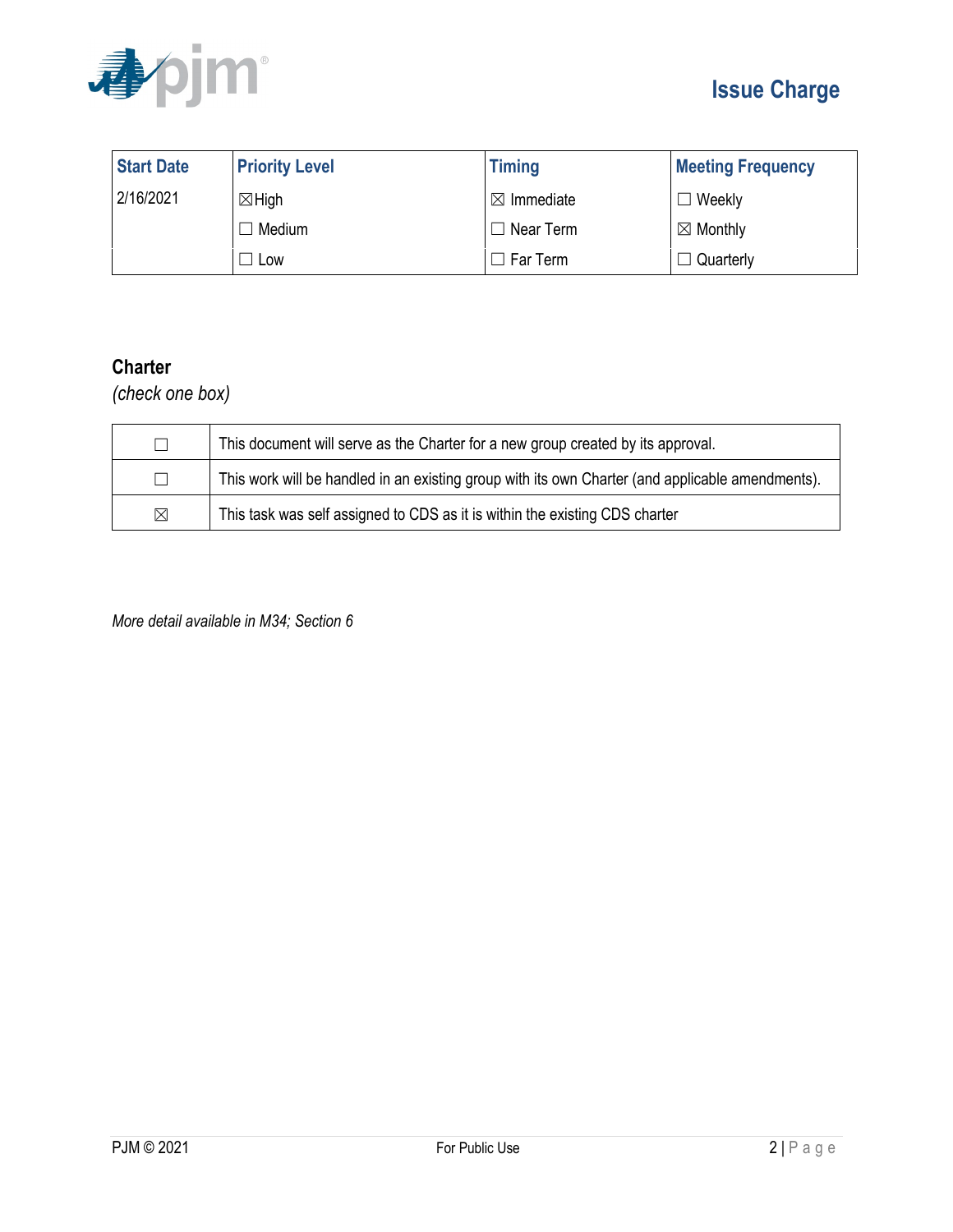| Start Date | Priority Level | Timing | Meeting Frequency |
|---|---|---|---|
| 2/16/2021 | ☒High | ☒ Immediate | ☐ Weekly |
| | ☐ Medium | ☐ Near Term | ☒ Monthly |
| | ☐ Low | ☐ Far Term | ☐ Quarterly |

**Charter**

*(check one box)*

| | |
|---|---|
| ☐ | This document will serve as the Charter for a new group created by its approval. |
| ☐ | This work will be handled in an existing group with its own Charter (and applicable amendments). |
| ☒ | This task was self assigned to CDS as it is within the existing CDS charter |

*More detail available in M34; Section 6*